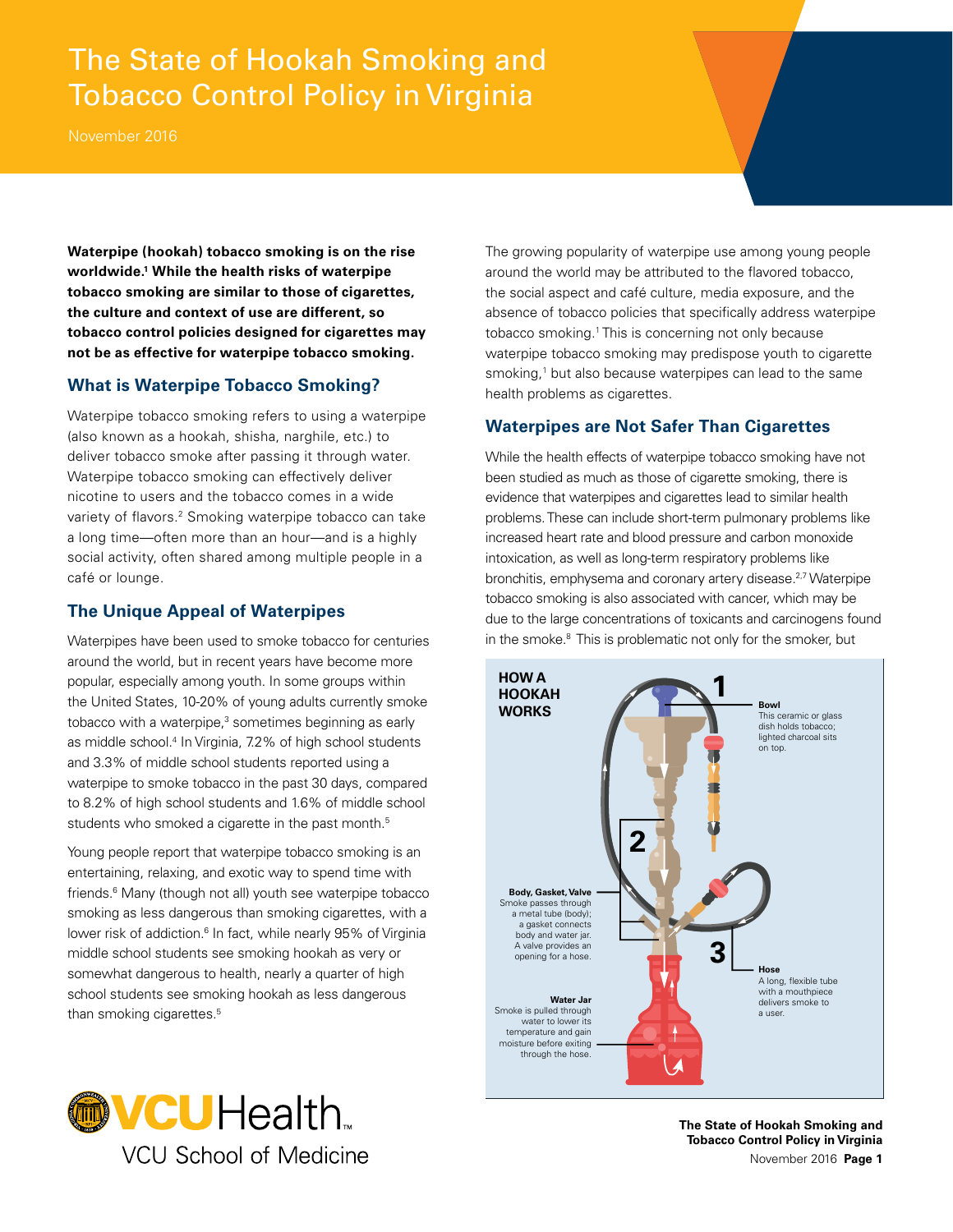# The State of Hookah Smoking and Tobacco Control Policy in Virginia

November 2016

**Waterpipe (hookah) tobacco smoking is on the rise worldwide.[1] While the health risks of waterpipe tobacco smoking are similar to those of cigarettes, the culture and context of use are different, so tobacco control policies designed for cigarettes may not be as effective for waterpipe tobacco smoking.**

## What is Waterpipe Tobacco Smoking?

Waterpipe tobacco smoking refers to using a waterpipe (also known as a hookah, shisha, narghile, etc.) to deliver tobacco smoke after passing it through water. Waterpipe tobacco smoking can effectively deliver nicotine to users and the tobacco comes in a wide variety of flavors.[2] Smoking waterpipe tobacco can take a long time—often more than an hour—and is a highly social activity, often shared among multiple people in a café or lounge.

## The Unique Appeal of Waterpipes

Waterpipes have been used to smoke tobacco for centuries around the world, but in recent years have become more popular, especially among youth. In some groups within the United States, 10-20% of young adults currently smoke tobacco with a waterpipe,[3] sometimes beginning as early as middle school.[4] In Virginia, 7.2% of high school students and 3.3% of middle school students reported using a waterpipe to smoke tobacco in the past 30 days, compared to 8.2% of high school students and 1.6% of middle school students who smoked a cigarette in the past month.[5]

Young people report that waterpipe tobacco smoking is an entertaining, relaxing, and exotic way to spend time with friends.[6] Many (though not all) youth see waterpipe tobacco smoking as less dangerous than smoking cigarettes, with a lower risk of addiction.[6] In fact, while nearly 95% of Virginia middle school students see smoking hookah as very or somewhat dangerous to health, nearly a quarter of high school students see smoking hookah as less dangerous than smoking cigarettes.[5]

The growing popularity of waterpipe use among young people around the world may be attributed to the flavored tobacco, the social aspect and café culture, media exposure, and the absence of tobacco policies that specifically address waterpipe tobacco smoking.[1] This is concerning not only because waterpipe tobacco smoking may predispose youth to cigarette smoking,[1] but also because waterpipes can lead to the same health problems as cigarettes.

## Waterpipes are Not Safer Than Cigarettes

While the health effects of waterpipe tobacco smoking have not been studied as much as those of cigarette smoking, there is evidence that waterpipes and cigarettes lead to similar health problems. These can include short-term pulmonary problems like increased heart rate and blood pressure and carbon monoxide intoxication, as well as long-term respiratory problems like bronchitis, emphysema and coronary artery disease.[2,7] Waterpipe tobacco smoking is also associated with cancer, which may be due to the large concentrations of toxicants and carcinogens found in the smoke.[8] This is problematic not only for the smoker, but

HOW A HOOKAH WORKS

1

**Bowl**
This ceramic or glass dish holds tobacco; lighted charcoal sits on top.

2

**Body, Gasket, Valve**
Smoke passes through a metal tube (body); a gasket connects body and water jar. A valve provides an opening for a hose.

3

**Hose**
A long, flexible tube with a mouthpiece delivers smoke to a user.

**Water Jar**
Smoke is pulled through water to lower its temperature and gain moisture before exiting through the hose.

VCUHealth
VCU School of Medicine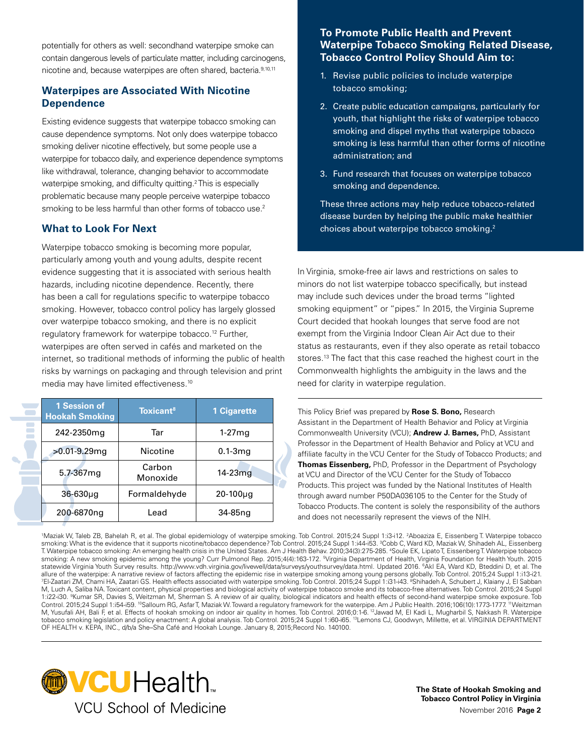potentially for others as well: secondhand waterpipe smoke can contain dangerous levels of particulate matter, including carcinogens, nicotine and, because waterpipes are often shared, bacteria.[9,10,11]

### Waterpipes are Associated With Nicotine Dependence

Existing evidence suggests that waterpipe tobacco smoking can cause dependence symptoms. Not only does waterpipe tobacco smoking deliver nicotine effectively, but some people use a waterpipe for tobacco daily, and experience dependence symptoms like withdrawal, tolerance, changing behavior to accommodate waterpipe smoking, and difficulty quitting.[2] This is especially problematic because many people perceive waterpipe tobacco smoking to be less harmful than other forms of tobacco use.[2]

### What to Look For Next

Waterpipe tobacco smoking is becoming more popular, particularly among youth and young adults, despite recent evidence suggesting that it is associated with serious health hazards, including nicotine dependence. Recently, there has been a call for regulations specific to waterpipe tobacco smoking. However, tobacco control policy has largely glossed over waterpipe tobacco smoking, and there is no explicit regulatory framework for waterpipe tobacco.[12] Further, waterpipes are often served in cafés and marketed on the internet, so traditional methods of informing the public of health risks by warnings on packaging and through television and print media may have limited effectiveness.[10]

| 1 Session of Hookah Smoking | Toxicant[8] | 1 Cigarette |
|---|---|---|
| 242-2350mg | Tar | 1-27mg |
| >0.01-9.29mg | Nicotine | 0.1-3mg |
| 5.7-367mg | Carbon Monoxide | 14-23mg |
| 36-630µg | Formaldehyde | 20-100µg |
| 200-6870ng | Lead | 34-85ng |

### To Promote Public Health and Prevent Waterpipe Tobacco Smoking Related Disease, Tobacco Control Policy Should Aim to:

1. Revise public policies to include waterpipe tobacco smoking;
2. Create public education campaigns, particularly for youth, that highlight the risks of waterpipe tobacco smoking and dispel myths that waterpipe tobacco smoking is less harmful than other forms of nicotine administration; and
3. Fund research that focuses on waterpipe tobacco smoking and dependence.

These three actions may help reduce tobacco-related disease burden by helping the public make healthier choices about waterpipe tobacco smoking.[2]

In Virginia, smoke-free air laws and restrictions on sales to minors do not list waterpipe tobacco specifically, but instead may include such devices under the broad terms "lighted smoking equipment" or "pipes." In 2015, the Virginia Supreme Court decided that hookah lounges that serve food are not exempt from the Virginia Indoor Clean Air Act due to their status as restaurants, even if they also operate as retail tobacco stores.[13] The fact that this case reached the highest court in the Commonwealth highlights the ambiguity in the laws and the need for clarity in waterpipe regulation.

This Policy Brief was prepared by **Rose S. Bono,** Research Assistant in the Department of Health Behavior and Policy at Virginia Commonwealth University (VCU); **Andrew J. Barnes,** PhD, Assistant Professor in the Department of Health Behavior and Policy at VCU and affiliate faculty in the VCU Center for the Study of Tobacco Products; and **Thomas Eissenberg,** PhD, Professor in the Department of Psychology at VCU and Director of the VCU Center for the Study of Tobacco Products. This project was funded by the National Institutes of Health through award number P50DA036105 to the Center for the Study of Tobacco Products. The content is solely the responsibility of the authors and does not necessarily represent the views of the NIH.

[1]Maziak W, Taleb ZB, Bahelah R, et al. The global epidemiology of waterpipe smoking. Tob Control. 2015;24 Suppl 1:i3-i12. [2]Aboaziza E, Eissenberg T. Waterpipe tobacco smoking: What is the evidence that it supports nicotine/tobacco dependence? Tob Control. 2015;24 Suppl 1:i44-i53. [3]Cobb C, Ward KD, Maziak W, Shihadeh AL, Eissenberg T. Waterpipe tobacco smoking: An emerging health crisis in the United States. Am J Health Behav. 2010;34(3):275-285. [4]Soule EK, Lipato T, Eissenberg T. Waterpipe tobacco smoking: A new smoking epidemic among the young? Curr Pulmonol Rep. 2015;4(4):163-172. [5]Virginia Department of Health, Virginia Foundation for Health Youth. 2015 statewide Virginia Youth Survey results. http://www.vdh.virginia.gov/livewell/data/surveys/youthsurvey/data.html. Updated 2016. [6]Akl EA, Ward KD, Bteddini D, et al. The allure of the waterpipe: A narrative review of factors affecting the epidemic rise in waterpipe smoking among young persons globally. Tob Control. 2015;24 Suppl 1:i13-i21. [7]El-Zaatari ZM, Chami HA, Zaatari GS. Health effects associated with waterpipe smoking. Tob Control. 2015;24 Suppl 1:i31-i43. [8]Shihadeh A, Schubert J, Klaiany J, El Sabban M, Luch A, Saliba NA. Toxicant content, physical properties and biological activity of waterpipe tobacco smoke and its tobacco-free alternatives. Tob Control. 2015;24 Suppl 1:i22-i30. [9]Kumar SR, Davies S, Weitzman M, Sherman S. A review of air quality, biological indicators and health effects of second-hand waterpipe smoke exposure. Tob Control. 2015;24 Suppl 1:i54-i59. [10]Salloum RG, Asfar T, Maziak W. Toward a regulatory framework for the waterpipe. Am J Public Health. 2016;106(10):1773-1777. [11]Weitzman M, Yusufali AH, Bali F, et al. Effects of hookah smoking on indoor air quality in homes. Tob Control. 2016;0:1-6. [12]Jawad M, El Kadi L, Mugharbil S, Nakkash R. Waterpipe tobacco smoking legislation and policy enactment: A global analysis. Tob Control. 2015;24 Suppl 1:i60-i65. [13]Lemons CJ, Goodwyn, Millette, et al. VIRGINIA DEPARTMENT OF HEALTH v. KEPA, INC., d/b/a She–Sha Café and Hookah Lounge. January 8, 2015;Record No. 140100.

VCU Health
VCU School of Medicine

**The State of Hookah Smoking and Tobacco Control Policy in Virginia**
November 2016